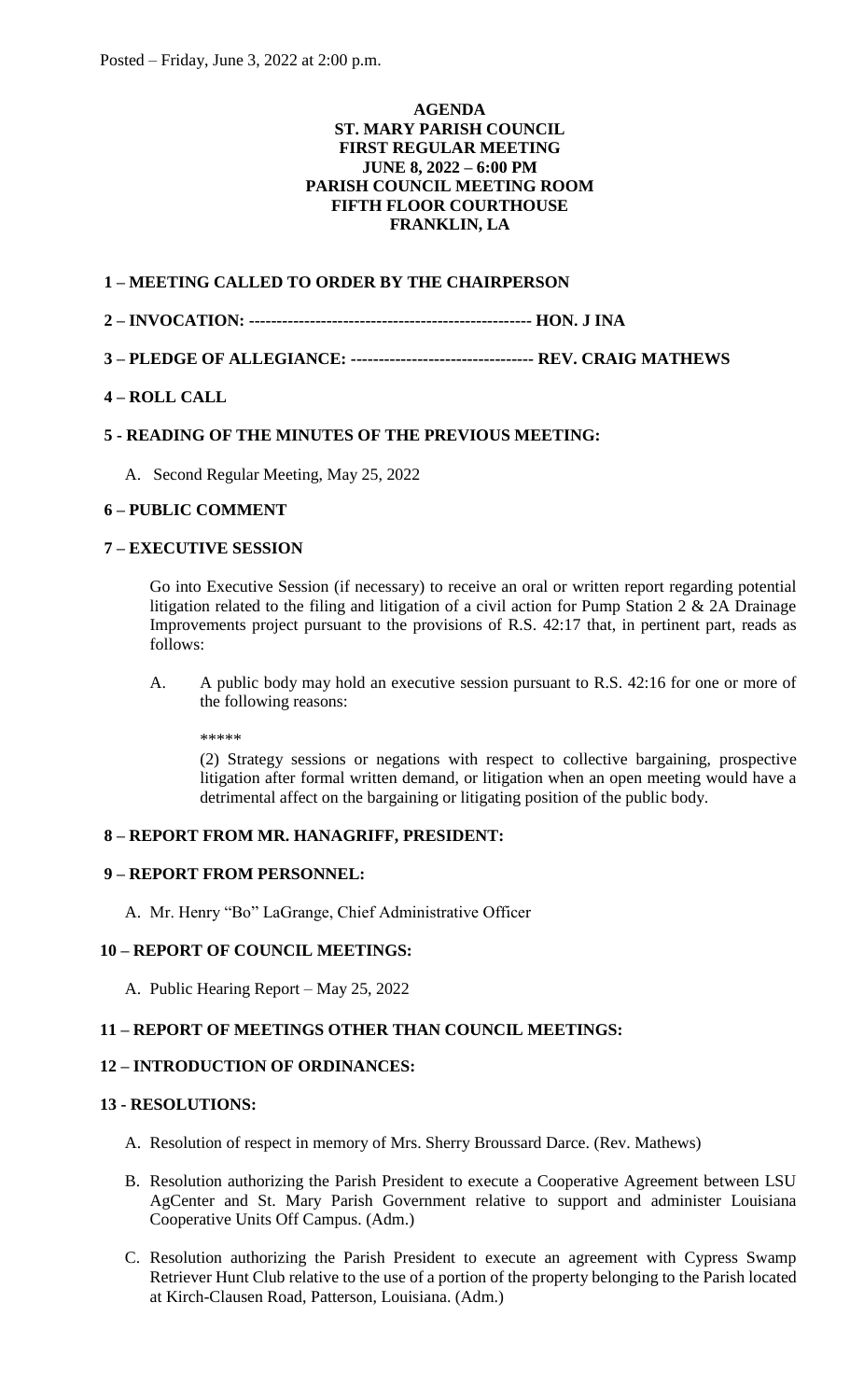Posted – Friday, June 3, 2022 at 2:00 p.m.

**AGENDA**
**ST. MARY PARISH COUNCIL**
**FIRST REGULAR MEETING**
**JUNE 8, 2022 – 6:00 PM**
**PARISH COUNCIL MEETING ROOM**
**FIFTH FLOOR COURTHOUSE**
**FRANKLIN, LA**

**1 – MEETING CALLED TO ORDER BY THE CHAIRPERSON**

**2 – INVOCATION: -------------------------------------------------- HON. J INA**

**3 – PLEDGE OF ALLEGIANCE: --------------------------------- REV. CRAIG MATHEWS**

**4 – ROLL CALL**

**5 - READING OF THE MINUTES OF THE PREVIOUS MEETING:**

A. Second Regular Meeting, May 25, 2022

**6 – PUBLIC COMMENT**

**7 – EXECUTIVE SESSION**

Go into Executive Session (if necessary) to receive an oral or written report regarding potential litigation related to the filing and litigation of a civil action for Pump Station 2 & 2A Drainage Improvements project pursuant to the provisions of R.S. 42:17 that, in pertinent part, reads as follows:

A. A public body may hold an executive session pursuant to R.S. 42:16 for one or more of the following reasons:

*****

(2) Strategy sessions or negations with respect to collective bargaining, prospective litigation after formal written demand, or litigation when an open meeting would have a detrimental affect on the bargaining or litigating position of the public body.

**8 – REPORT FROM MR. HANAGRIFF, PRESIDENT:**

**9 – REPORT FROM PERSONNEL:**

A. Mr. Henry "Bo" LaGrange, Chief Administrative Officer

**10 – REPORT OF COUNCIL MEETINGS:**

A. Public Hearing Report – May 25, 2022

**11 – REPORT OF MEETINGS OTHER THAN COUNCIL MEETINGS:**

**12 – INTRODUCTION OF ORDINANCES:**

**13 - RESOLUTIONS:**

A. Resolution of respect in memory of Mrs. Sherry Broussard Darce. (Rev. Mathews)

B. Resolution authorizing the Parish President to execute a Cooperative Agreement between LSU AgCenter and St. Mary Parish Government relative to support and administer Louisiana Cooperative Units Off Campus. (Adm.)

C. Resolution authorizing the Parish President to execute an agreement with Cypress Swamp Retriever Hunt Club relative to the use of a portion of the property belonging to the Parish located at Kirch-Clausen Road, Patterson, Louisiana. (Adm.)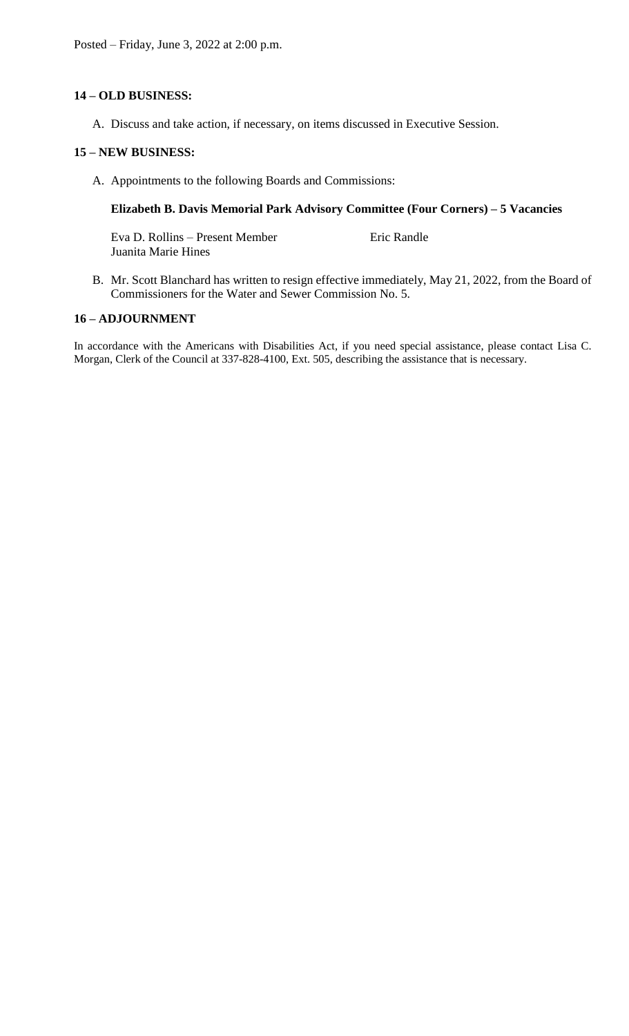Posted – Friday, June 3, 2022 at 2:00 p.m.

**14 – OLD BUSINESS:**

A. Discuss and take action, if necessary, on items discussed in Executive Session.

**15 – NEW BUSINESS:**

A. Appointments to the following Boards and Commissions:

**Elizabeth B. Davis Memorial Park Advisory Committee (Four Corners) – 5 Vacancies**

Eva D. Rollins – Present Member
Juanita Marie Hines
Eric Randle

B. Mr. Scott Blanchard has written to resign effective immediately, May 21, 2022, from the Board of Commissioners for the Water and Sewer Commission No. 5.

**16 – ADJOURNMENT**

In accordance with the Americans with Disabilities Act, if you need special assistance, please contact Lisa C. Morgan, Clerk of the Council at 337-828-4100, Ext. 505, describing the assistance that is necessary.